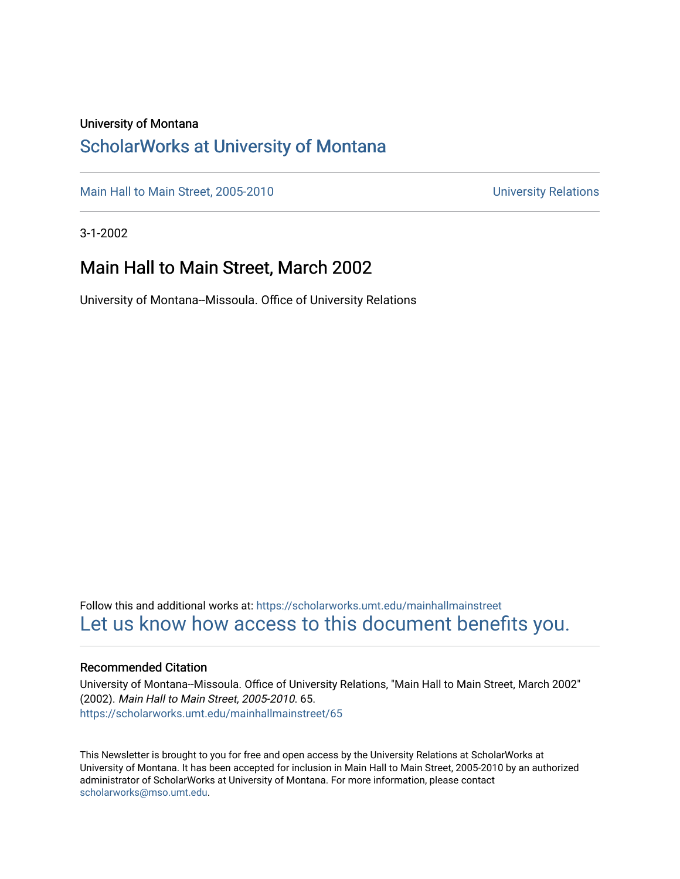University of Montana

# ScholarWorks at University of Montana

Main Hall to Main Street, 2005-2010 University Relations

3-1-2002

## Main Hall to Main Street, March 2002

University of Montana--Missoula. Office of University Relations

Follow this and additional works at: https://scholarworks.umt.edu/mainhallmainstreet

Let us know how access to this document benefits you.

### Recommended Citation

University of Montana--Missoula. Office of University Relations, "Main Hall to Main Street, March 2002" (2002). *Main Hall to Main Street, 2005-2010.* 65.
https://scholarworks.umt.edu/mainhallmainstreet/65

This Newsletter is brought to you for free and open access by the University Relations at ScholarWorks at University of Montana. It has been accepted for inclusion in Main Hall to Main Street, 2005-2010 by an authorized administrator of ScholarWorks at University of Montana. For more information, please contact scholarworks@mso.umt.edu.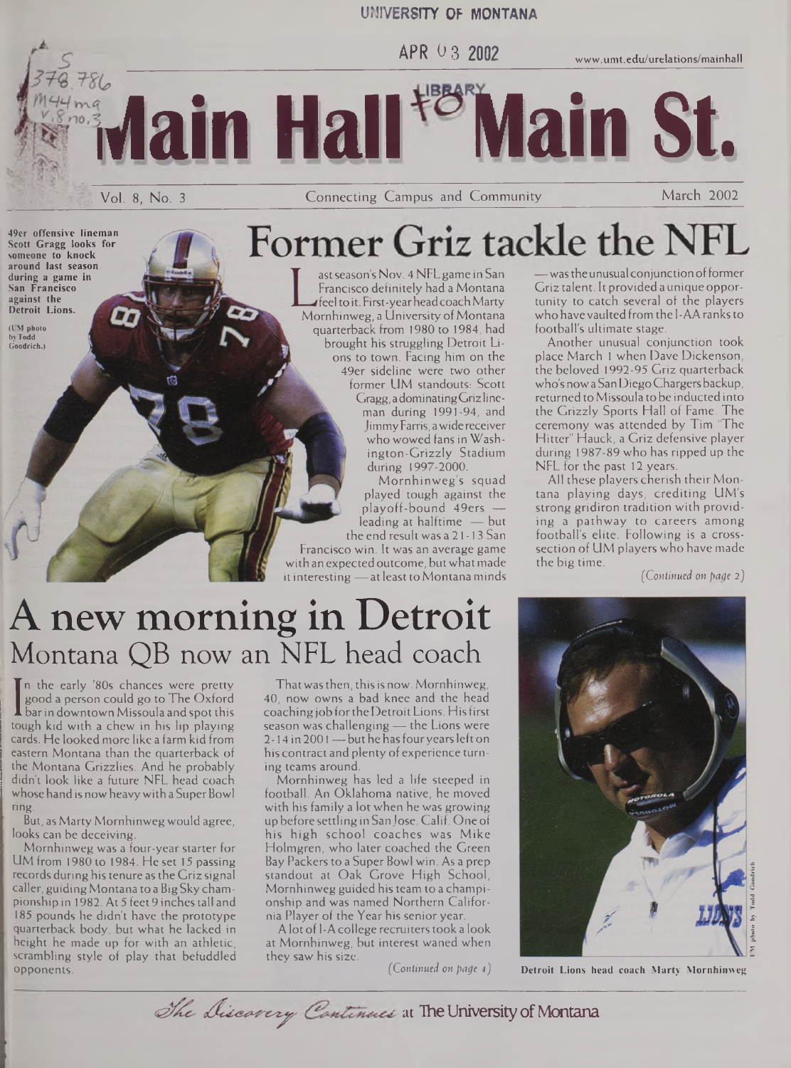UNIVERSITY OF MONTANA

APR 03 2002

www.umt.edu/urelations/mainhall

S 378.786 M44ma v.8 no.3

LIBRARY

# Main Hall to Main St.

Vol. 8, No. 3 — Connecting Campus and Community — March 2002

49er offensive lineman Scott Gragg looks for someone to knock around last season during a game in San Francisco against the Detroit Lions.

(UM photo by Todd Goodrich.)

# Former Griz tackle the NFL

Last season's Nov. 4 NFL game in San Francisco definitely had a Montana feel to it. First-year head coach Marty Mornhinweg, a University of Montana quarterback from 1980 to 1984, had brought his struggling Detroit Lions to town. Facing him on the 49er sideline were two other former UM standouts: Scott Gragg, a dominating Griz lineman during 1991-94, and Jimmy Farris, a wide receiver who wowed fans in Washington-Grizzly Stadium during 1997-2000.

Mornhinweg's squad played tough against the playoff-bound 49ers — leading at halftime — but the end result was a 21-13 San Francisco win. It was an average game with an expected outcome, but what made it interesting — at least to Montana minds — was the unusual conjunction of former Griz talent. It provided a unique opportunity to catch several of the players who have vaulted from the I-AA ranks to football's ultimate stage.

Another unusual conjunction took place March 1 when Dave Dickenson, the beloved 1992-95 Griz quarterback who's now a San Diego Chargers backup, returned to Missoula to be inducted into the Grizzly Sports Hall of Fame. The ceremony was attended by Tim "The Hitter" Hauck, a Griz defensive player during 1987-89 who has ripped up the NFL for the past 12 years.

All these players cherish their Montana playing days, crediting UM's strong gridiron tradition with providing a pathway to careers among football's elite. Following is a cross-section of UM players who have made the big time.

*(Continued on page 2)*

# A new morning in Detroit

## Montana QB now an NFL head coach

In the early '80s chances were pretty good a person could go to The Oxford bar in downtown Missoula and spot this tough kid with a chew in his lip playing cards. He looked more like a farm kid from eastern Montana than the quarterback of the Montana Grizzlies. And he probably didn't look like a future NFL head coach whose hand is now heavy with a Super Bowl ring.

But, as Marty Mornhinweg would agree, looks can be deceiving.

Mornhinweg was a four-year starter for UM from 1980 to 1984. He set 15 passing records during his tenure as the Griz signal caller, guiding Montana to a Big Sky championship in 1982. At 5 feet 9 inches tall and 185 pounds he didn't have the prototype quarterback body, but what he lacked in height he made up for with an athletic, scrambling style of play that befuddled opponents.

That was then, this is now. Mornhinweg, 40, now owns a bad knee and the head coaching job for the Detroit Lions. His first season was challenging — the Lions were 2-14 in 2001 — but he has four years left on his contract and plenty of experience turning teams around.

Mornhinweg has led a life steeped in football. An Oklahoma native, he moved with his family a lot when he was growing up before settling in San Jose, Calif. One of his high school coaches was Mike Holmgren, who later coached the Green Bay Packers to a Super Bowl win. As a prep standout at Oak Grove High School, Mornhinweg guided his team to a championship and was named Northern California Player of the Year his senior year.

A lot of I-A college recruiters took a look at Mornhinweg, but interest waned when they saw his size.

*(Continued on page 4)*

Detroit Lions head coach Marty Mornhinweg

UM photo by Todd Goodrich

*The Discovery Continues* at The University of Montana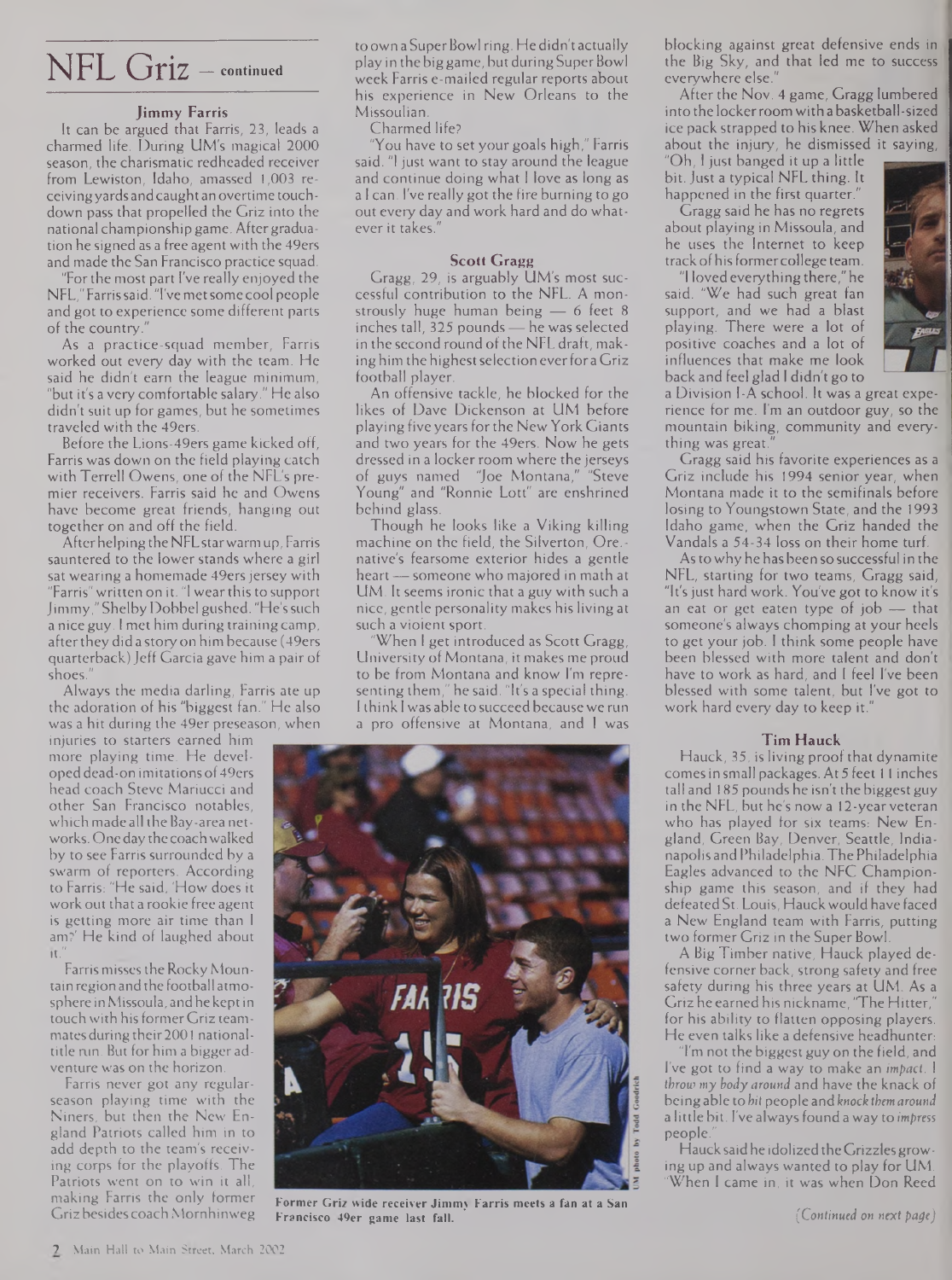# NFL Griz — continued

### Jimmy Farris

It can be argued that Farris, 23, leads a charmed life. During UM's magical 2000 season, the charismatic redheaded receiver from Lewiston, Idaho, amassed 1,003 receiving yards and caught an overtime touchdown pass that propelled the Griz into the national championship game. After graduation he signed as a free agent with the 49ers and made the San Francisco practice squad.

"For the most part I've really enjoyed the NFL," Farris said. "I've met some cool people and got to experience some different parts of the country."

As a practice-squad member, Farris worked out every day with the team. He said he didn't earn the league minimum, "but it's a very comfortable salary." He also didn't suit up for games, but he sometimes traveled with the 49ers.

Before the Lions-49ers game kicked off, Farris was down on the field playing catch with Terrell Owens, one of the NFL's premier receivers. Farris said he and Owens have become great friends, hanging out together on and off the field.

After helping the NFL star warm up, Farris sauntered to the lower stands where a girl sat wearing a homemade 49ers jersey with "Farris" written on it. "I wear this to support Jimmy," Shelby Dobbel gushed. "He's such a nice guy. I met him during training camp, after they did a story on him because (49ers quarterback) Jeff Garcia gave him a pair of shoes."

Always the media darling, Farris ate up the adoration of his "biggest fan." He also was a hit during the 49er preseason, when injuries to starters earned him more playing time. He developed dead-on imitations of 49ers head coach Steve Mariucci and other San Francisco notables, which made all the Bay-area networks. One day the coach walked by to see Farris surrounded by a swarm of reporters. According to Farris: "He said, 'How does it work out that a rookie free agent is getting more air time than I am?' He kind of laughed about it."

Farris misses the Rocky Mountain region and the football atmosphere in Missoula, and he kept in touch with his former Griz teammates during their 2001 national-title run. But for him a bigger adventure was on the horizon.

Farris never got any regular-season playing time with the Niners, but then the New England Patriots called him in to add depth to the team's receiving corps for the playoffs. The Patriots went on to win it all, making Farris the only former Griz besides coach Mornhinweg to own a Super Bowl ring. He didn't actually play in the big game, but during Super Bowl week Farris e-mailed regular reports about his experience in New Orleans to the Missoulian.

Charmed life?

"You have to set your goals high," Farris said. "I just want to stay around the league and continue doing what I love as long as a I can. I've really got the fire burning to go out every day and work hard and do whatever it takes."

### Scott Gragg

Gragg, 29, is arguably UM's most successful contribution to the NFL. A monstrously huge human being — 6 feet 8 inches tall, 325 pounds — he was selected in the second round of the NFL draft, making him the highest selection ever for a Griz football player.

An offensive tackle, he blocked for the likes of Dave Dickenson at UM before playing five years for the New York Giants and two years for the 49ers. Now he gets dressed in a locker room where the jerseys of guys named "Joe Montana," "Steve Young" and "Ronnie Lott" are enshrined behind glass.

Though he looks like a Viking killing machine on the field, the Silverton, Ore.-native's fearsome exterior hides a gentle heart — someone who majored in math at UM. It seems ironic that a guy with such a nice, gentle personality makes his living at such a violent sport.

"When I get introduced as Scott Gragg, University of Montana, it makes me proud to be from Montana and know I'm representing them," he said. "It's a special thing. I think I was able to succeed because we run a pro offensive at Montana, and I was blocking against great defensive ends in the Big Sky, and that led me to success everywhere else."

After the Nov. 4 game, Gragg lumbered into the locker room with a basketball-sized ice pack strapped to his knee. When asked about the injury, he dismissed it saying, "Oh, I just banged it up a little bit. Just a typical NFL thing. It happened in the first quarter."

Gragg said he has no regrets about playing in Missoula, and he uses the Internet to keep track of his former college team.

"I loved everything there," he said. "We had such great fan support, and we had a blast playing. There were a lot of positive coaches and a lot of influences that make me look back and feel glad I didn't go to a Division I-A school. It was a great experience for me. I'm an outdoor guy, so the mountain biking, community and everything was great."

Gragg said his favorite experiences as a Griz include his 1994 senior year, when Montana made it to the semifinals before losing to Youngstown State, and the 1993 Idaho game, when the Griz handed the Vandals a 54-34 loss on their home turf.

As to why he has been so successful in the NFL, starting for two teams, Gragg said, "It's just hard work. You've got to know it's an eat or get eaten type of job — that someone's always chomping at your heels to get your job. I think some people have been blessed with more talent and don't have to work as hard, and I feel I've been blessed with some talent, but I've got to work hard every day to keep it."

### Tim Hauck

Hauck, 35, is living proof that dynamite comes in small packages. At 5 feet 11 inches tall and 185 pounds he isn't the biggest guy in the NFL, but he's now a 12-year veteran who has played for six teams: New England, Green Bay, Denver, Seattle, Indianapolis and Philadelphia. The Philadelphia Eagles advanced to the NFC Championship game this season, and if they had defeated St. Louis, Hauck would have faced a New England team with Farris, putting two former Griz in the Super Bowl.

A Big Timber native, Hauck played defensive corner back, strong safety and free safety during his three years at UM. As a Griz he earned his nickname, "The Hitter," for his ability to flatten opposing players. He even talks like a defensive headhunter:

"I'm not the biggest guy on the field, and I've got to find a way to make an *impact*. I *throw my body around* and have the knack of being able to *hit* people and *knock them around* a little bit. I've always found a way to *impress* people."

Hauck said he idolized the Grizzlies growing up and always wanted to play for UM. "When I came in, it was when Don Reed

*(Continued on next page)*

Former Griz wide receiver Jimmy Farris meets a fan at a San Francisco 49er game last fall.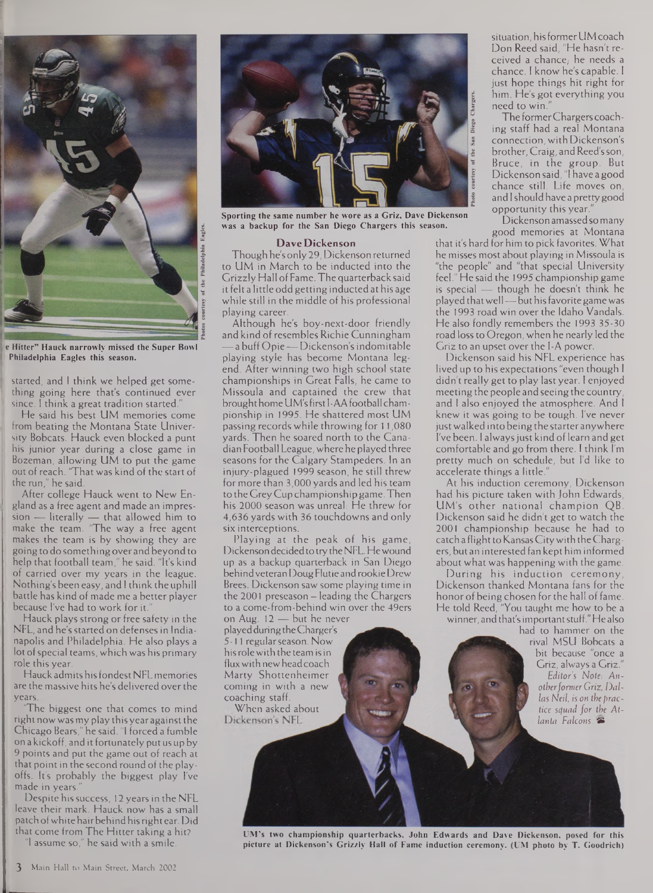e Hitter" Hauck narrowly missed the Super Bowl Philadelphia Eagles this season.

started, and I think we helped get something going here that's continued ever since. I think a great tradition started."

He said his best UM memories come from beating the Montana State University Bobcats. Hauck even blocked a punt his junior year during a close game in Bozeman, allowing UM to put the game out of reach. "That was kind of the start of the run," he said.

After college Hauck went to New England as a free agent and made an impression — literally — that allowed him to make the team. "The way a free agent makes the team is by showing they are going to do something over and beyond to help that football team," he said. "It's kind of carried over my years in the league. Nothing's been easy, and I think the uphill battle has kind of made me a better player because I've had to work for it."

Hauck plays strong or free safety in the NFL, and he's started on defenses in Indianapolis and Philadelphia. He also plays a lot of special teams, which was his primary role this year.

Hauck admits his fondest NFL memories are the massive hits he's delivered over the years.

"The biggest one that comes to mind right now was my play this year against the Chicago Bears," he said. "I forced a fumble on a kickoff, and it fortunately put us up by 9 points and put the game out of reach at that point in the second round of the playoffs. It's probably the biggest play I've made in years."

Despite his success, 12 years in the NFL leave their mark. Hauck now has a small patch of white hair behind his right ear. Did that come from The Hitter taking a hit?

"I assume so," he said with a smile.

Sporting the same number he wore as a Griz, Dave Dickenson was a backup for the San Diego Chargers this season.

### Dave Dickenson

Though he's only 29, Dickenson returned to UM in March to be inducted into the Grizzly Hall of Fame. The quarterback said it felt a little odd getting inducted at his age while still in the middle of his professional playing career.

Although he's boy-next-door friendly and kind of resembles Richie Cunningham — a buff Opie — Dickenson's indomitable playing style has become Montana legend. After winning two high school state championships in Great Falls, he came to Missoula and captained the crew that brought home UM's first I-AA football championship in 1995. He shattered most UM passing records while throwing for 11,080 yards. Then he soared north to the Canadian Football League, where he played three seasons for the Calgary Stampeders. In an injury-plagued 1999 season, he still threw for more than 3,000 yards and led his team to the Grey Cup championship game. Then his 2000 season was unreal: He threw for 4,636 yards with 36 touchdowns and only six interceptions.

Playing at the peak of his game, Dickenson decided to try the NFL. He wound up as a backup quarterback in San Diego behind veteran Doug Flutie and rookie Drew Brees. Dickenson saw some playing time in the 2001 preseason – leading the Chargers to a come-from-behind win over the 49ers on Aug. 12 — but he never played during the Charger's 5-11 regular season. Now his role with the team is in flux with new head coach Marty Shottenheimer coming in with a new coaching staff.

When asked about Dickenson's NFL situation, his former UM coach Don Reed said, "He hasn't received a chance; he needs a chance. I know he's capable. I just hope things hit right for him. He's got everything you need to win."

The former Chargers coaching staff had a real Montana connection, with Dickenson's brother, Craig, and Reed's son, Bruce, in the group. But Dickenson said, "I have a good chance still. Life moves on, and I should have a pretty good opportunity this year."

Dickenson amassed so many good memories at Montana that it's hard for him to pick favorites. What he misses most about playing in Missoula is "the people" and "that special University feel." He said the 1995 championship game is special — though he doesn't think he played that well — but his favorite game was the 1993 road win over the Idaho Vandals. He also fondly remembers the 1993 35-30 road loss to Oregon, when he nearly led the Griz to an upset over the I-A power.

Dickenson said his NFL experience has lived up to his expectations "even though I didn't really get to play last year. I enjoyed meeting the people and seeing the country, and I also enjoyed the atmosphere. And I knew it was going to be tough. I've never just walked into being the starter anywhere I've been. I always just kind of learn and get comfortable and go from there. I think I'm pretty much on schedule, but I'd like to accelerate things a little."

At his induction ceremony, Dickenson had his picture taken with John Edwards, UM's other national champion QB. Dickenson said he didn't get to watch the 2001 championship because he had to catch a flight to Kansas City with the Chargers, but an interested fan kept him informed about what was happening with the game.

During his induction ceremony, Dickenson thanked Montana fans for the honor of being chosen for the hall of fame. He told Reed, "You taught me how to be a winner, and that's important stuff." He also had to hammer on the rival MSU Bobcats a bit because "once a Griz, always a Griz."

*Editor's Note: Another former Griz, Dallas Neil, is on the practice squad for the Atlanta Falcons*

UM's two championship quarterbacks, John Edwards and Dave Dickenson, posed for this picture at Dickenson's Grizzly Hall of Fame induction ceremony. (UM photo by T. Goodrich)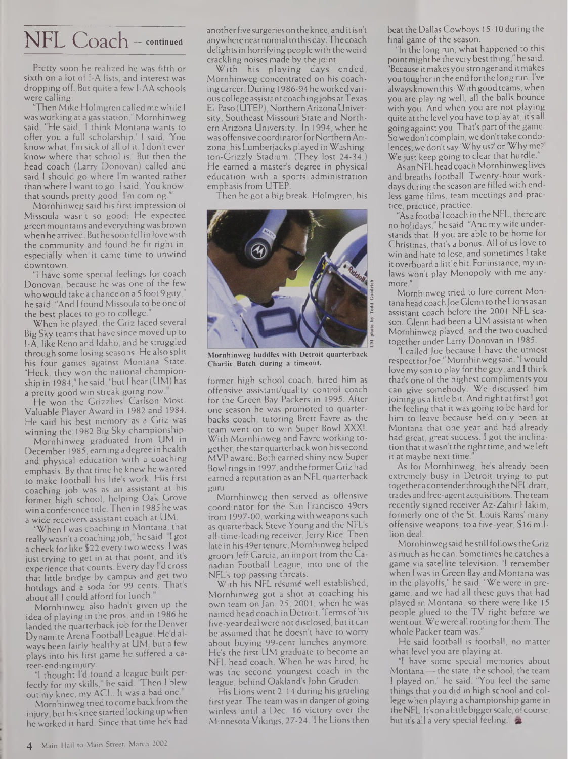# NFL Coach — continued

Pretty soon he realized he was fifth or sixth on a lot of I-A lists, and interest was dropping off. But quite a few I-AA schools were calling.

"Then Mike Holmgren called me while I was working at a gas station," Mornhinweg said. "He said, 'I think Montana wants to offer you a full scholarship.' I said, 'You know what, I'm sick of all of it. I don't even know where that school is.' But then the head coach (Larry Donovan) called and said I should go where I'm wanted rather than where I want to go. I said, 'You know, that sounds pretty good. I'm coming.'"

Mornhinweg said his first impression of Missoula wasn't so good: He expected green mountains and everything was brown when he arrived. But he soon fell in love with the community and found he fit right in, especially when it came time to unwind downtown.

"I have some special feelings for coach Donovan, because he was one of the few who would take a chance on a 5 foot 9 guy," he said. "And I found Missoula to be one of the best places to go to college."

When he played, the Griz faced several Big Sky teams that have since moved up to I-A, like Reno and Idaho, and he struggled through some losing seasons. He also split his four games against Montana State. "Heck, they won the national championship in 1984," he said, "but I hear (UM) has a pretty good win streak going now."

He won the Grizzlies' Carlson Most-Valuable Player Award in 1982 and 1984. He said his best memory as a Griz was winning the 1982 Big Sky championship.

Mornhinweg graduated from UM in December 1985, earning a degree in health and physical education with a coaching emphasis. By that time he knew he wanted to make football his life's work. His first coaching job was as an assistant at his former high school, helping Oak Grove win a conference title. Then in 1985 he was a wide receivers assistant coach at UM.

"When I was coaching in Montana, that really wasn't a coaching job," he said. "I got a check for like $22 every two weeks. I was just trying to get in at that point, and it's experience that counts. Every day I'd cross that little bridge by campus and get two hotdogs and a soda for 99 cents. That's about all I could afford for lunch."

Mornhinweg also hadn't given up the idea of playing in the pros, and in 1986 he landed the quarterback job for the Denver Dynamite Arena Football League. He'd always been fairly healthy at UM, but a few plays into his first game he suffered a career-ending injury.

"I thought I'd found a league built perfectly for my skills," he said. "Then I blew out my knee, my ACL. It was a bad one."

Mornhinweg tried to come back from the injury, but his knee started locking up when he worked it hard. Since that time he's had another five surgeries on the knee, and it isn't anywhere near normal to this day. The coach delights in horrifying people with the weird crackling noises made by the joint.

With his playing days ended, Mornhinweg concentrated on his coaching career. During 1986-94 he worked various college assistant coaching jobs at Texas El-Paso (UTEP), Northern Arizona University, Southeast Missouri State and Northern Arizona University. In 1994, when he was offensive coordinator for Northern Arizona, his Lumberjacks played in Washington-Grizzly Stadium. (They lost 24-34.) He earned a master's degree in physical education with a sports administration emphasis from UTEP.

Then he got a big break. Holmgren, his former high school coach, hired him as offensive assistant/quality control coach for the Green Bay Packers in 1995. After one season he was promoted to quarterbacks coach, tutoring Brett Favre as the team went on to win Super Bowl XXXI. With Mornhinweg and Favre working together, the star quarterback won his second MVP award. Both earned shiny new Super Bowl rings in 1997, and the former Griz had earned a reputation as an NFL quarterback guru.

Mornhinweg huddles with Detroit quarterback Charlie Batch during a timeout.

Mornhinweg then served as offensive coordinator for the San Francisco 49ers from 1997-00, working with weapons such as quarterback Steve Young and the NFL's all-time-leading receiver, Jerry Rice. Then late in his 49er tenure, Mornhinweg helped groom Jeff Garcia, an import from the Canadian Football League, into one of the NFL's top passing threats.

With his NFL résumé well established, Mornhinweg got a shot at coaching his own team on Jan. 25, 2001, when he was named head coach in Detroit. Terms of his five-year deal were not disclosed, but it can be assumed that he doesn't have to worry about buying 99-cent lunches anymore. He's the first UM graduate to become an NFL head coach. When he was hired, he was the second youngest coach in the league, behind Oakland's John Gruden.

His Lions went 2-14 during his grueling first year. The team was in danger of going winless until a Dec. 16 victory over the Minnesota Vikings, 27-24. The Lions then beat the Dallas Cowboys 15-10 during the final game of the season.

"In the long run, what happened to this point might be the very best thing," he said. "Because it makes you stronger and it makes you tougher in the end for the long run. I've always known this: With good teams, when you are playing well, all the balls bounce with you. And when you are not playing quite at the level you have to play at, it's all going against you. That's part of the game. So we don't complain, we don't take condolences, we don't say 'Why us?' or 'Why me?' We just keep going to clear that hurdle."

As an NFL head coach Mornhinweg lives and breaths football. Twenty-hour workdays during the season are filled with endless game films, team meetings and practice, practice, practice.

"As a football coach in the NFL, there are no holidays," he said. "And my wife understands that. If you are able to be home for Christmas, that's a bonus. All of us love to win and hate to lose, and sometimes I take it overboard a little bit. For instance, my in-laws won't play Monopoly with me anymore."

Mornhinweg tried to lure current Montana head coach Joe Glenn to the Lions as an assistant coach before the 2001 NFL season. Glenn had been a UM assistant when Mornhinweg played, and the two coached together under Larry Donovan in 1985.

"I called Joe because I have the utmost respect for Joe," Mornhinweg said. "I would love my son to play for the guy, and I think that's one of the highest compliments you can give somebody. We discussed him joining us a little bit. And right at first I got the feeling that it was going to be hard for him to leave because he'd only been at Montana that one year and had already had great, great success. I got the inclination that it wasn't the right time, and we left it at maybe next time."

As for Mornhinweg, he's already been extremely busy in Detroit trying to put together a contender through the NFL draft, trades and free-agent acquisitions. The team recently signed receiver Az-Zahir Hakim, formerly one of the St. Louis Rams' many offensive weapons, to a five-year, $16 million deal.

Mornhinweg said he still follows the Griz as much as he can. Sometimes he catches a game via satellite television. "I remember when I was in Green Bay and Montana was in the playoffs," he said. "We were in pregame, and we had all these guys that had played in Montana, so there were like 15 people glued to the TV right before we went out. We were all rooting for them. The whole Packer team was."

He said football is football, no matter what level you are playing at.

"I have some special memories about Montana — the state, the school, the team I played on," he said. "You feel the same things that you did in high school and college when playing a championship game in the NFL. It's on a little bigger scale, of course, but it's all a very special feeling."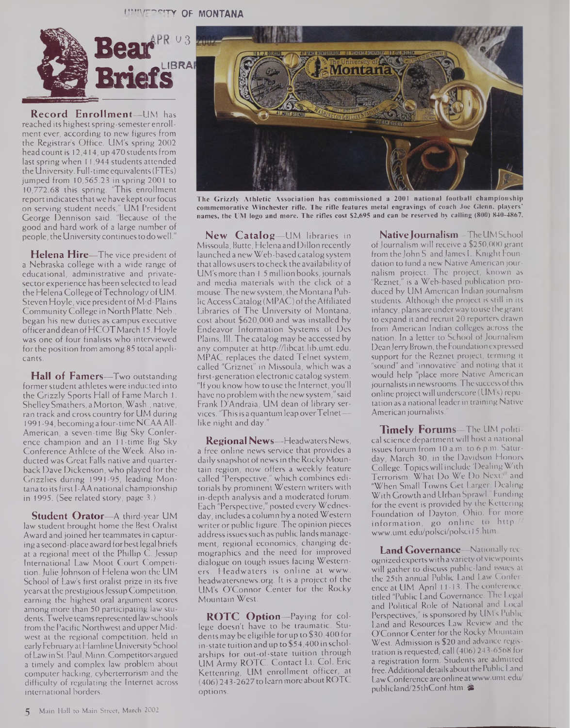# Bear Briefs

**Record Enrollment**—UM has reached its highest spring-semester enrollment ever, according to new figures from the Registrar's Office. UM's spring 2002 head count is 12,414, up 470 students from last spring when 11,944 students attended the University. Full-time equivalents (FTEs) jumped from 10,565.23 in spring 2001 to 10,772.68 this spring. "This enrollment report indicates that we have kept our focus on serving student needs," UM President George Dennison said. "Because of the good and hard work of a large number of people, the University continues to do well."

**Helena Hire**—The vice president of a Nebraska college with a wide range of educational, administrative and private-sector experience has been selected to lead the Helena College of Technology of UM. Steven Hoyle, vice president of Mid-Plains Community College in North Platte, Neb., began his new duties as campus executive officer and dean of HCOT March 15. Hoyle was one of four finalists who interviewed for the position from among 85 total applicants.

**Hall of Famers**—Two outstanding former student athletes were inducted into the Grizzly Sports Hall of Fame March 1. Shelley Smathers, a Morton, Wash., native, ran track and cross country for UM during 1991-94, becoming a four-time NCAA All-American, a seven-time Big Sky Conference champion and an 11-time Big Sky Conference Athlete of the Week. Also inducted was Great Falls native and quarterback Dave Dickenson, who played for the Grizzlies during 1991-95, leading Montana to its first I-AA national championship in 1995. (See related story, page 3.)

**Student Orator**—A third-year UM law student brought home the Best Oralist Award and joined her teammates in capturing a second-place award for best legal briefs at a regional meet of the Phillip C. Jessup International Law Moot Court Competition. Julie Johnson of Helena won the UM School of Law's first oralist prize in its five years at the prestigious Jessup Competition, earning the highest oral argument scores among more than 50 participating law students. Twelve teams represented law schools from the Pacific Northwest and upper Midwest at the regional competition, held in early February at Hamline University School of Law in St. Paul, Minn. Competitors argued a timely and complex law problem about computer hacking, cyberterrorism and the difficulty of regulating the Internet across international borders.

The Grizzly Athletic Association has commissioned a 2001 national football championship commemorative Winchester rifle. The rifle features metal engravings of coach Joe Glenn, players' names, the UM logo and more. The rifles cost $2,695 and can be reserved by calling (800) 840-4867.

**New Catalog**—UM libraries in Missoula, Butte, Helena and Dillon recently launched a new Web-based catalog system that allows users to check the availability of UM's more than 1.5 million books, journals and media materials with the click of a mouse. The new system, the Montana Public Access Catalog (MPAC) of the Affiliated Libraries of The University of Montana, cost about $620,000 and was installed by Endeavor Information Systems of Des Plaines, Ill. The catalog may be accessed by any computer at http://libcat.lib.umt.edu. MPAC replaces the dated Telnet system, called "Griznet" in Missoula, which was a first-generation electronic catalog system. "If you know how to use the Internet, you'll have no problem with the new system," said Frank D'Andraia, UM dean of library services. "This is a quantum leap over Telnet—like night and day."

**Regional News**—Headwaters News, a free online news service that provides a daily snapshot of news in the Rocky Mountain region, now offers a weekly feature called "Perspective," which combines editorials by prominent Western writers with in-depth analysis and a moderated forum. Each "Perspective," posted every Wednesday, includes a column by a noted Western writer or public figure. The opinion pieces address issues such as public lands management, regional economics, changing demographics and the need for improved dialogue on tough issues facing Westerners. Headwaters is online at www.headwatersnews.org. It is a project of the UM's O'Connor Center for the Rocky Mountain West.

**ROTC Option**—Paying for college doesn't have to be traumatic. Students may be eligible for up to $30,400 for in-state tuition and up to $54,400 in scholarships for out-of-state tuition through UM Army ROTC. Contact Lt. Col. Eric Kettenring, UM enrollment officer, at (406) 243-2627 to learn more about ROTC options.

**Native Journalism**—The UM School of Journalism will receive a $250,000 grant from the John S. and James L. Knight Foundation to fund a new Native American journalism project. The project, known as "Reznet," is a Web-based publication produced by UM American Indian journalism students. Although the project is still in its infancy, plans are under way to use the grant to expand it and recruit 20 reporters drawn from American Indian colleges across the nation. In a letter to School of Journalism Dean Jerry Brown, the Foundation expressed support for the Reznet project, terming it "sound" and "innovative" and noting that it would help "place more Native American journalists in newsrooms. The success of this online project will underscore (UM's) reputation as a national leader in training Native American journalists."

**Timely Forums**—The UM political science department will host a national issues forum from 10 a.m. to 6 p.m. Saturday, March 30, in the Davidson Honors College. Topics will include "Dealing With Terrorism: What Do We Do Next?" and "When Small Towns Get Larger: Dealing With Growth and Urban Sprawl." Funding for the event is provided by the Kettering Foundation of Dayton, Ohio. For more information, go online to http://www.umt.edu/polsci/polsci15.htm.

**Land Governance**—Nationally recognized experts with a variety of viewpoints will gather to discuss public-land issues at the 25th annual Public Land Law Conference at UM April 11-13. The conference, titled "Public Land Governance: The Legal and Political Role of National and Local Perspectives," is sponsored by UM's Public Land and Resources Law Review and the O'Connor Center for the Rocky Mountain West. Admission is $20 and advance registration is requested; call (406) 243-6568 for a registration form. Students are admitted free. Additional details about the Public Land Law Conference are online at www.umt.edu/publicland/25thConf.htm.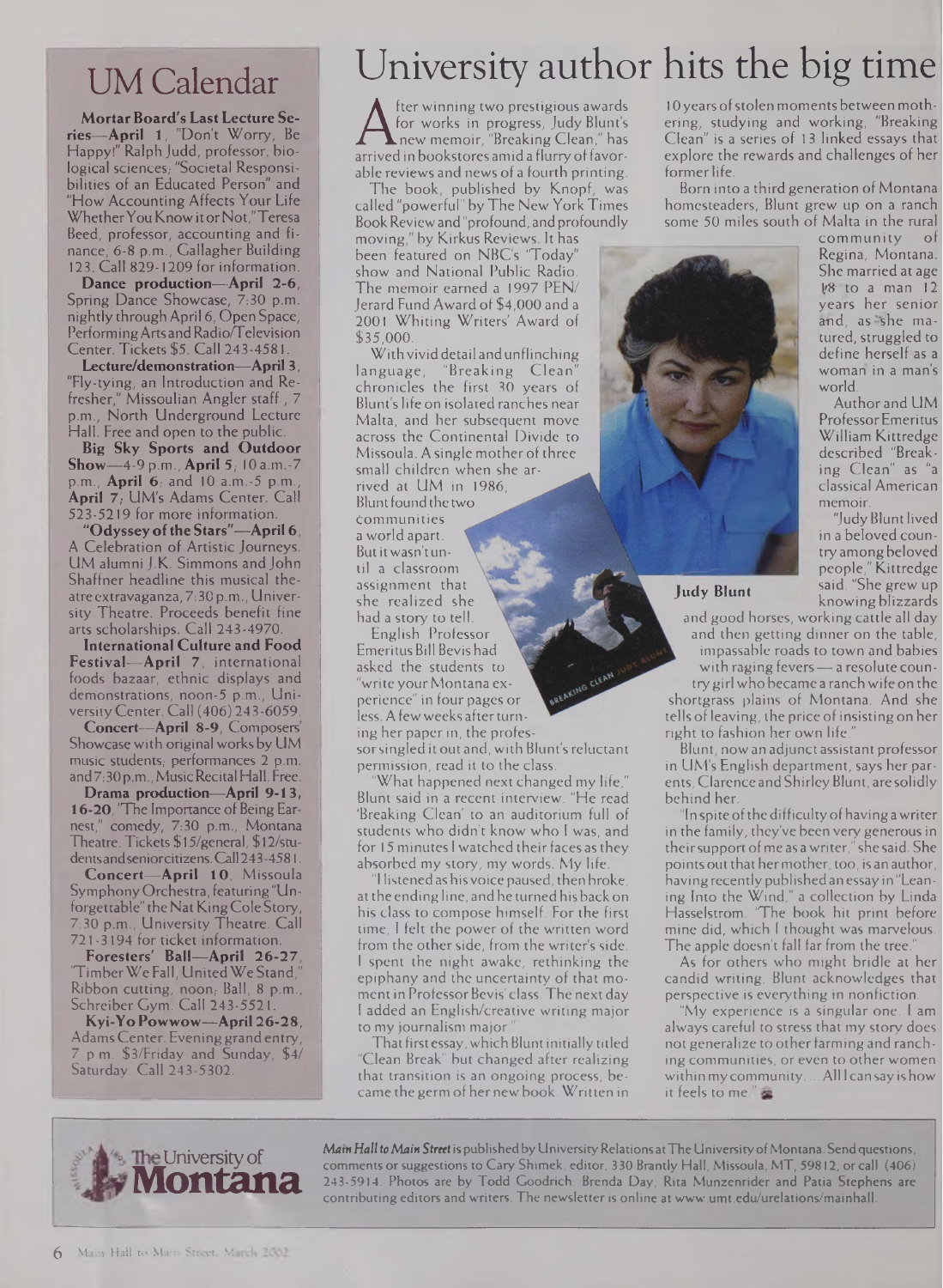## UM Calendar

**Mortar Board's Last Lecture Series—April 1**, "Don't Worry, Be Happy!" Ralph Judd, professor, biological sciences; "Societal Responsibilities of an Educated Person" and "How Accounting Affects Your Life Whether You Know it or Not," Teresa Beed, professor, accounting and finance, 6-8 p.m., Gallagher Building 123. Call 829-1209 for information.

**Dance production—April 2-6**, Spring Dance Showcase, 7:30 p.m. nightly through April 6, Open Space, Performing Arts and Radio/Television Center. Tickets $5. Call 243-4581.

**Lecture/demonstration—April 3**, "Fly-tying, an Introduction and Refresher," Missoulian Angler staff, 7 p.m., North Underground Lecture Hall. Free and open to the public.

**Big Sky Sports and Outdoor Show**—4-9 p.m., **April 5**; 10 a.m.-7 p.m., **April 6**; and 10 a.m.-5 p.m., **April 7**; UM's Adams Center. Call 523-5219 for more information.

**"Odyssey of the Stars"—April 6**, A Celebration of Artistic Journeys. UM alumni J.K. Simmons and John Shaffner headline this musical theatre extravaganza, 7:30 p.m., University Theatre. Proceeds benefit fine arts scholarships. Call 243-4970.

**International Culture and Food Festival—April 7**, international foods bazaar, ethnic displays and demonstrations, noon-5 p.m., University Center. Call (406) 243-6059.

**Concert—April 8-9**, Composers' Showcase with original works by UM music students; performances 2 p.m. and 7:30 p.m., Music Recital Hall. Free.

**Drama production—April 9-13, 16-20**, "The Importance of Being Earnest," comedy, 7:30 p.m., Montana Theatre. Tickets $15/general, $12/students and senior citizens. Call 243-4581.

**Concert—April 10**, Missoula Symphony Orchestra, featuring "Unforgettable" the Nat King Cole Story, 7:30 p.m., University Theatre. Call 721-3194 for ticket information.

**Foresters' Ball—April 26-27**, "Timber We Fall, United We Stand," Ribbon cutting, noon; Ball, 8 p.m., Schreiber Gym. Call 243-5521.

**Kyi-Yo Powwow—April 26-28**, Adams Center. Evening grand entry, 7 p.m. $3/Friday and Sunday, $4/ Saturday. Call 243-5302.

# University author hits the big time

After winning two prestigious awards for works in progress, Judy Blunt's new memoir, "Breaking Clean," has arrived in bookstores amid a flurry of favorable reviews and news of a fourth printing.

The book, published by Knopf, was called "powerful" by The New York Times Book Review and "profound, and profoundly moving," by Kirkus Reviews. It has been featured on NBC's "Today" show and National Public Radio. The memoir earned a 1997 PEN/Jerard Fund Award of $4,000 and a 2001 Whiting Writers' Award of $35,000.

With vivid detail and unflinching language, "Breaking Clean" chronicles the first 30 years of Blunt's life on isolated ranches near Malta, and her subsequent move across the Continental Divide to Missoula. A single mother of three small children when she arrived at UM in 1986, Blunt found the two communities a world apart. But it wasn't until a classroom assignment that she realized she had a story to tell.

English Professor Emeritus Bill Bevis had asked the students to "write your Montana experience" in four pages or less. A few weeks after turning her paper in, the professor singled it out and, with Blunt's reluctant permission, read it to the class.

"What happened next changed my life," Blunt said in a recent interview. "He read 'Breaking Clean' to an auditorium full of students who didn't know who I was, and for 15 minutes I watched their faces as they absorbed my story, my words. My life.

"I listened as his voice paused, then broke, at the ending line, and he turned his back on his class to compose himself. For the first time, I felt the power of the written word from the other side, from the writer's side. I spent the night awake, rethinking the epiphany and the uncertainty of that moment in Professor Bevis' class. The next day I added an English/creative writing major to my journalism major."

That first essay, which Blunt initially titled "Clean Break" but changed after realizing that transition is an ongoing process, became the germ of her new book. Written in 10 years of stolen moments between mothering, studying and working, "Breaking Clean" is a series of 13 linked essays that explore the rewards and challenges of her former life.

Born into a third generation of Montana homesteaders, Blunt grew up on a ranch some 50 miles south of Malta in the rural community of Regina, Montana. She married at age 18 to a man 12 years her senior and, as she matured, struggled to define herself as a woman in a man's world.

Author and UM Professor Emeritus William Kittredge described "Breaking Clean" as "a classical American memoir.

"Judy Blunt lived in a beloved country among beloved people," Kittredge said. "She grew up knowing blizzards and good horses, working cattle all day and then getting dinner on the table, impassable roads to town and babies with raging fevers — a resolute country girl who became a ranch wife on the shortgrass plains of Montana. And she tells of leaving, the price of insisting on her right to fashion her own life."

Judy Blunt

Blunt, now an adjunct assistant professor in UM's English department, says her parents, Clarence and Shirley Blunt, are solidly behind her.

"In spite of the difficulty of having a writer in the family, they've been very generous in their support of me as a writer," she said. She points out that her mother, too, is an author, having recently published an essay in "Leaning Into the Wind," a collection by Linda Hasselstrom. "The book hit print before mine did, which I thought was marvelous. The apple doesn't fall far from the tree."

As for others who might bridle at her candid writing, Blunt acknowledges that perspective is everything in nonfiction.

"My experience is a singular one. I am always careful to stress that my story does not generalize to other farming and ranching communities, or even to other women within my community. ... All I can say is how it feels to me."

The University of Montana

*Main Hall to Main Street* is published by University Relations at The University of Montana. Send questions, comments or suggestions to Cary Shimek, editor, 330 Brantly Hall, Missoula, MT, 59812, or call (406) 243-5914. Photos are by Todd Goodrich. Brenda Day, Rita Munzenrider and Patia Stephens are contributing editors and writers. The newsletter is online at www.umt.edu/urelations/mainhall.